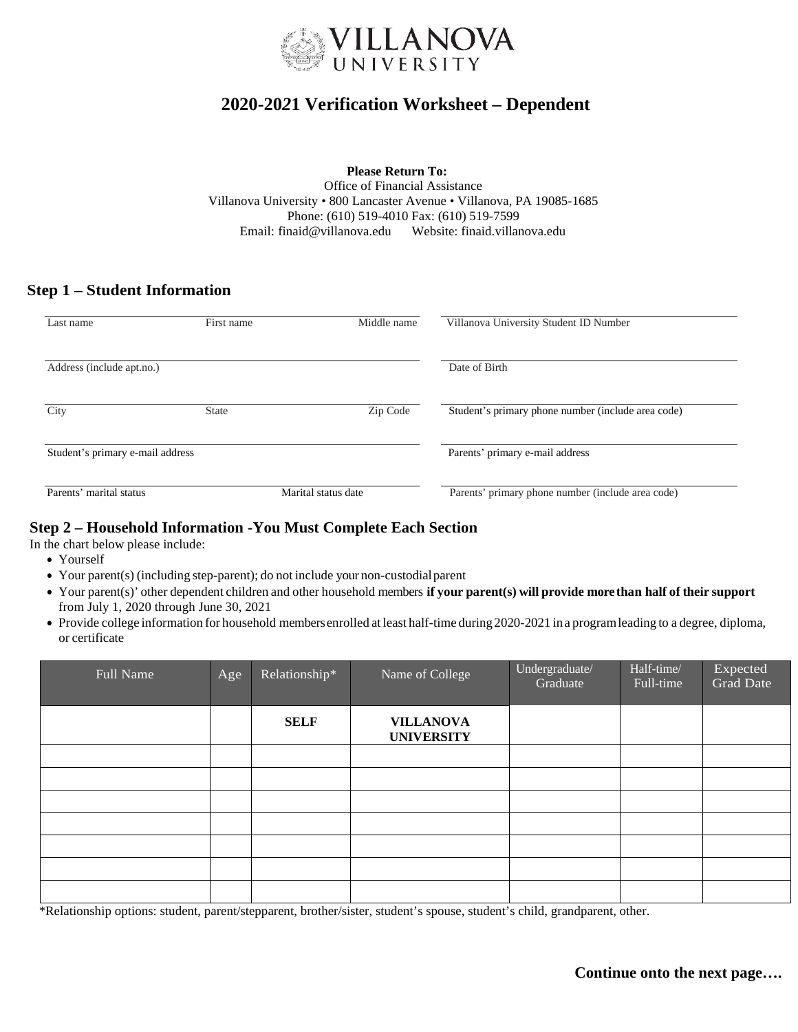VILLANOVA UNIVERSITY

# 2020-2021 Verification Worksheet – Dependent

**Please Return To:**
Office of Financial Assistance
Villanova University • 800 Lancaster Avenue • Villanova, PA 19085-1685
Phone: (610) 519-4010 Fax: (610) 519-7599
Email: finaid@villanova.edu Website: finaid.villanova.edu

## Step 1 – Student Information

| | | | |
|---|---|---|---|
| Last name | First name | Middle name | Villanova University Student ID Number |
| Address (include apt.no.) | | | Date of Birth |
| City | State | Zip Code | Student's primary phone number (include area code) |
| Student's primary e-mail address | | | Parents' primary e-mail address |
| Parents' marital status | | Marital status date | Parents' primary phone number (include area code) |

## Step 2 – Household Information -You Must Complete Each Section

In the chart below please include:

- Yourself
- Your parent(s) (including step-parent); do not include your non-custodial parent
- Your parent(s)' other dependent children and other household members **if your parent(s) will provide more than half of their support** from July 1, 2020 through June 30, 2021
- Provide college information for household members enrolled at least half-time during 2020-2021 in a program leading to a degree, diploma, or certificate

| Full Name | Age | Relationship* | Name of College | Undergraduate/ Graduate | Half-time/ Full-time | Expected Grad Date |
|---|---|---|---|---|---|---|
| | | **SELF** | **VILLANOVA UNIVERSITY** | | | |
| | | | | | | |
| | | | | | | |
| | | | | | | |
| | | | | | | |
| | | | | | | |
| | | | | | | |
| | | | | | | |

*Relationship options: student, parent/stepparent, brother/sister, student's spouse, student's child, grandparent, other.

**Continue onto the next page….**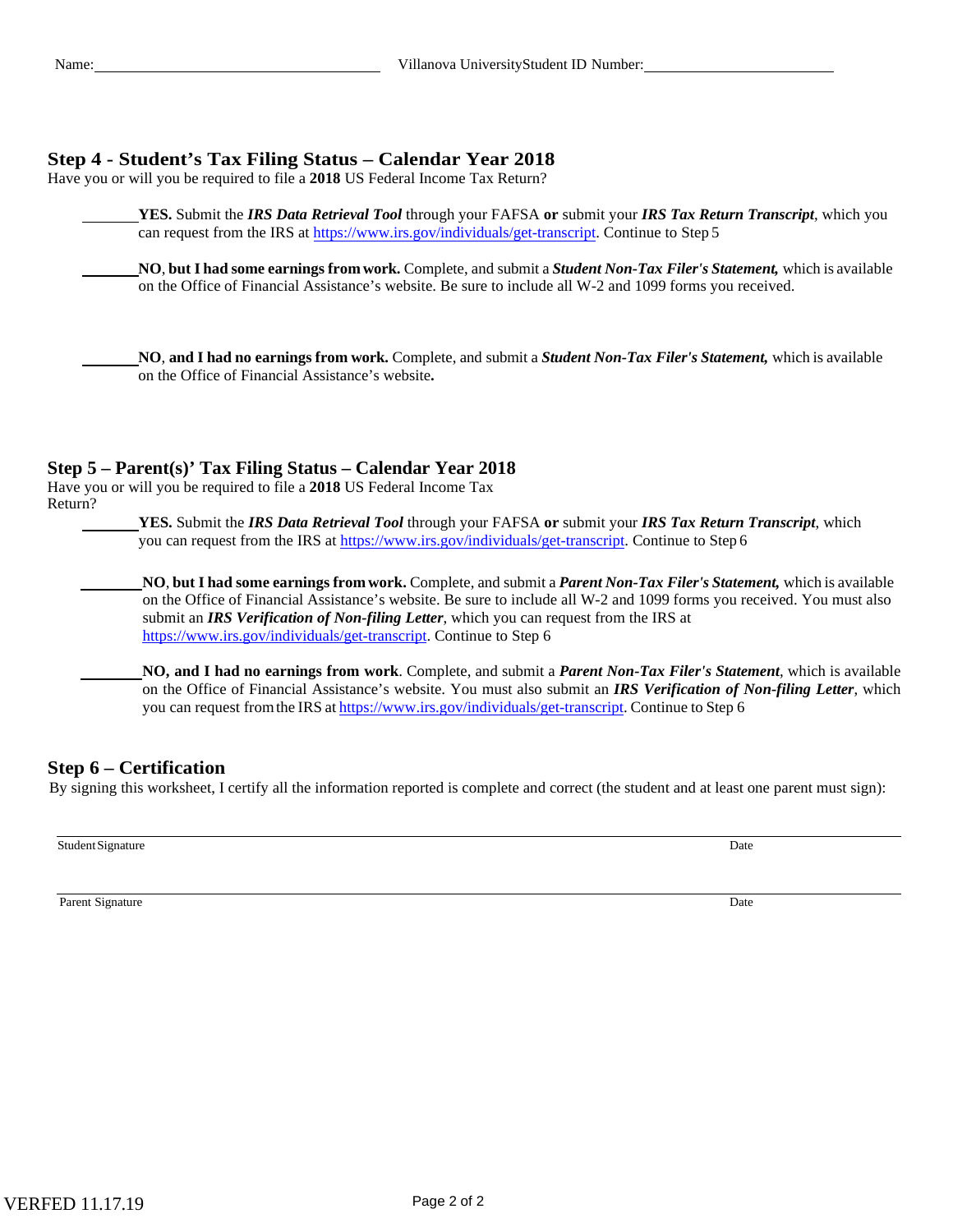Name:\_\_\_\_\_\_\_\_\_\_\_\_\_\_\_\_\_\_\_\_\_\_\_\_\_\_\_\_\_\_\_\_\_\_\_\_ Villanova UniversityStudent ID Number:\_\_\_\_\_\_\_\_\_\_\_\_\_\_\_\_\_\_\_\_\_\_\_\_

## Step 4 - Student's Tax Filing Status – Calendar Year 2018

Have you or will you be required to file a **2018** US Federal Income Tax Return?

\_\_\_\_\_\_\_\_ **YES.** Submit the ***IRS Data Retrieval Tool*** through your FAFSA **or** submit your ***IRS Tax Return Transcript***, which you can request from the IRS at https://www.irs.gov/individuals/get-transcript. Continue to Step 5

\_\_\_\_\_\_\_\_ **NO**, **but I had some earnings from work.** Complete, and submit a ***Student Non-Tax Filer's Statement,*** which is available on the Office of Financial Assistance's website. Be sure to include all W-2 and 1099 forms you received.

\_\_\_\_\_\_\_\_ **NO**, **and I had no earnings from work.** Complete, and submit a ***Student Non-Tax Filer's Statement,*** which is available on the Office of Financial Assistance's website**.**

## Step 5 – Parent(s)' Tax Filing Status – Calendar Year 2018

Have you or will you be required to file a **2018** US Federal Income Tax Return?

\_\_\_\_\_\_\_\_ **YES.** Submit the ***IRS Data Retrieval Tool*** through your FAFSA **or** submit your ***IRS Tax Return Transcript***, which you can request from the IRS at https://www.irs.gov/individuals/get-transcript. Continue to Step 6

\_\_\_\_\_\_\_\_ **NO**, **but I had some earnings from work.** Complete, and submit a ***Parent Non-Tax Filer's Statement,*** which is available on the Office of Financial Assistance's website. Be sure to include all W-2 and 1099 forms you received. You must also submit an ***IRS Verification of Non-filing Letter***, which you can request from the IRS at https://www.irs.gov/individuals/get-transcript. Continue to Step 6

\_\_\_\_\_\_\_\_ **NO, and I had no earnings from work**. Complete, and submit a ***Parent Non-Tax Filer's Statement***, which is available on the Office of Financial Assistance's website. You must also submit an ***IRS Verification of Non-filing Letter***, which you can request from the IRS at https://www.irs.gov/individuals/get-transcript. Continue to Step 6

## Step 6 – Certification

By signing this worksheet, I certify all the information reported is complete and correct (the student and at least one parent must sign):

\_\_\_\_\_\_\_\_\_\_\_\_\_\_\_\_\_\_\_\_\_\_\_\_\_\_\_\_\_\_\_\_\_\_\_\_\_\_\_\_\_\_\_\_\_\_\_\_\_\_\_\_\_\_\_\_\_\_\_\_\_\_\_\_\_\_\_\_\_\_\_\_
Student Signature Date

\_\_\_\_\_\_\_\_\_\_\_\_\_\_\_\_\_\_\_\_\_\_\_\_\_\_\_\_\_\_\_\_\_\_\_\_\_\_\_\_\_\_\_\_\_\_\_\_\_\_\_\_\_\_\_\_\_\_\_\_\_\_\_\_\_\_\_\_\_\_\_\_
Parent Signature Date

VERFED 11.17.19